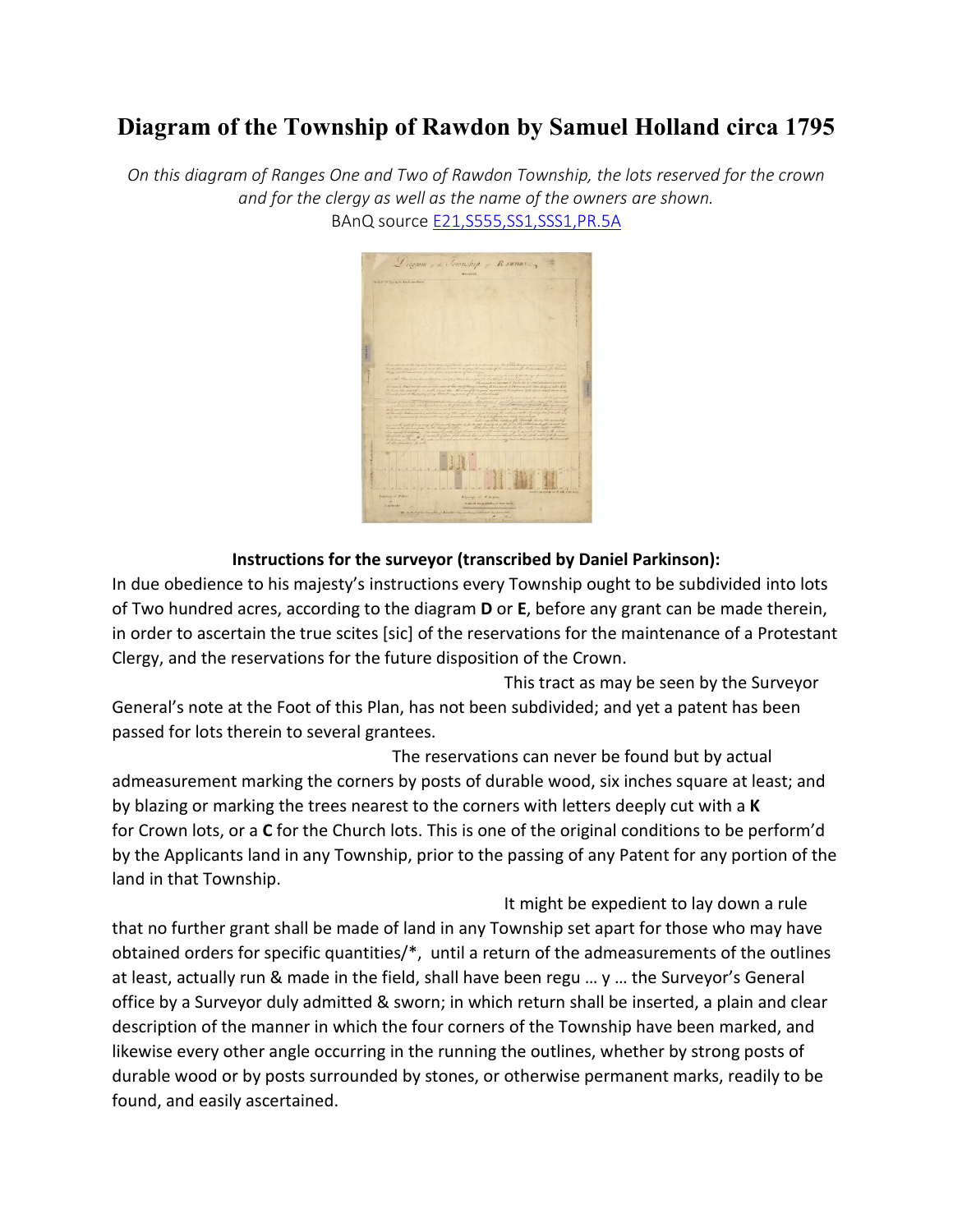# Diagram of the Township of Rawdon by Samuel Holland circa 1795

*On this diagram of Ranges One and Two of Rawdon Township, the lots reserved for the crown and for the clergy as well as the name of the owners are shown.*
BAnQ source [E21,S555,SS1,SSS1,PR.5A]

**Instructions for the surveyor (transcribed by Daniel Parkinson):**

In due obedience to his majesty's instructions every Township ought to be subdivided into lots of Two hundred acres, according to the diagram **D** or **E**, before any grant can be made therein, in order to ascertain the true scites [sic] of the reservations for the maintenance of a Protestant Clergy, and the reservations for the future disposition of the Crown.

This tract as may be seen by the Surveyor General's note at the Foot of this Plan, has not been subdivided; and yet a patent has been passed for lots therein to several grantees.

The reservations can never be found but by actual admeasurement marking the corners by posts of durable wood, six inches square at least; and by blazing or marking the trees nearest to the corners with letters deeply cut with a **K** for Crown lots, or a **C** for the Church lots. This is one of the original conditions to be perform'd by the Applicants land in any Township, prior to the passing of any Patent for any portion of the land in that Township.

It might be expedient to lay down a rule that no further grant shall be made of land in any Township set apart for those who may have obtained orders for specific quantities/*, until a return of the admeasurements of the outlines at least, actually run & made in the field, shall have been regu … y … the Surveyor's General office by a Surveyor duly admitted & sworn; in which return shall be inserted, a plain and clear description of the manner in which the four corners of the Township have been marked, and likewise every other angle occurring in the running the outlines, whether by strong posts of durable wood or by posts surrounded by stones, or otherwise permanent marks, readily to be found, and easily ascertained.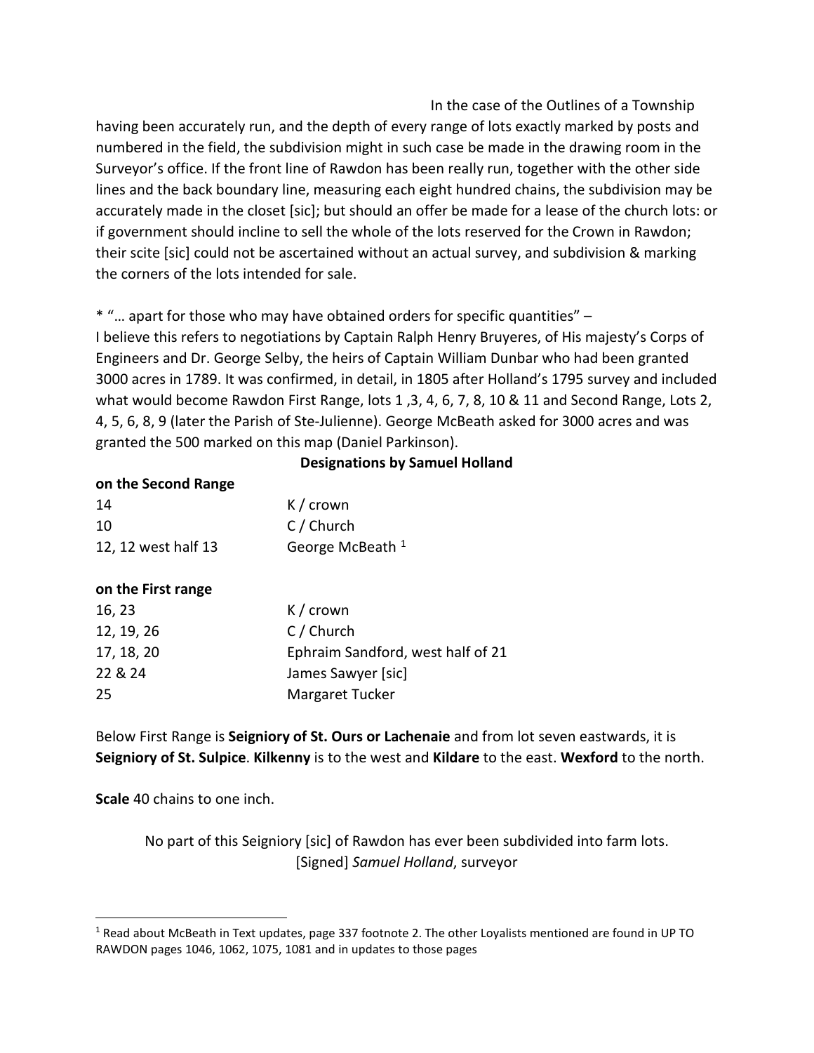In the case of the Outlines of a Township having been accurately run, and the depth of every range of lots exactly marked by posts and numbered in the field, the subdivision might in such case be made in the drawing room in the Surveyor's office. If the front line of Rawdon has been really run, together with the other side lines and the back boundary line, measuring each eight hundred chains, the subdivision may be accurately made in the closet [sic]; but should an offer be made for a lease of the church lots: or if government should incline to sell the whole of the lots reserved for the Crown in Rawdon; their scite [sic] could not be ascertained without an actual survey, and subdivision & marking the corners of the lots intended for sale.

* "… apart for those who may have obtained orders for specific quantities" –
I believe this refers to negotiations by Captain Ralph Henry Bruyeres, of His majesty's Corps of Engineers and Dr. George Selby, the heirs of Captain William Dunbar who had been granted 3000 acres in 1789. It was confirmed, in detail, in 1805 after Holland's 1795 survey and included what would become Rawdon First Range, lots 1 ,3, 4, 6, 7, 8, 10 & 11 and Second Range, Lots 2, 4, 5, 6, 8, 9 (later the Parish of Ste-Julienne). George McBeath asked for 3000 acres and was granted the 500 marked on this map (Daniel Parkinson).

**Designations by Samuel Holland**

| | |
|---|---|
| **on the Second Range** | |
| 14 | K / crown |
| 10 | C / Church |
| 12, 12 west half 13 | George McBeath [1] |
| **on the First range** | |
| 16, 23 | K / crown |
| 12, 19, 26 | C / Church |
| 17, 18, 20 | Ephraim Sandford, west half of 21 |
| 22 & 24 | James Sawyer [sic] |
| 25 | Margaret Tucker |

Below First Range is **Seigniory of St. Ours or Lachenaie** and from lot seven eastwards, it is **Seigniory of St. Sulpice**. **Kilkenny** is to the west and **Kildare** to the east. **Wexford** to the north.

**Scale** 40 chains to one inch.

No part of this Seigniory [sic] of Rawdon has ever been subdivided into farm lots.
[Signed] *Samuel Holland*, surveyor

[1] Read about McBeath in Text updates, page 337 footnote 2. The other Loyalists mentioned are found in UP TO RAWDON pages 1046, 1062, 1075, 1081 and in updates to those pages